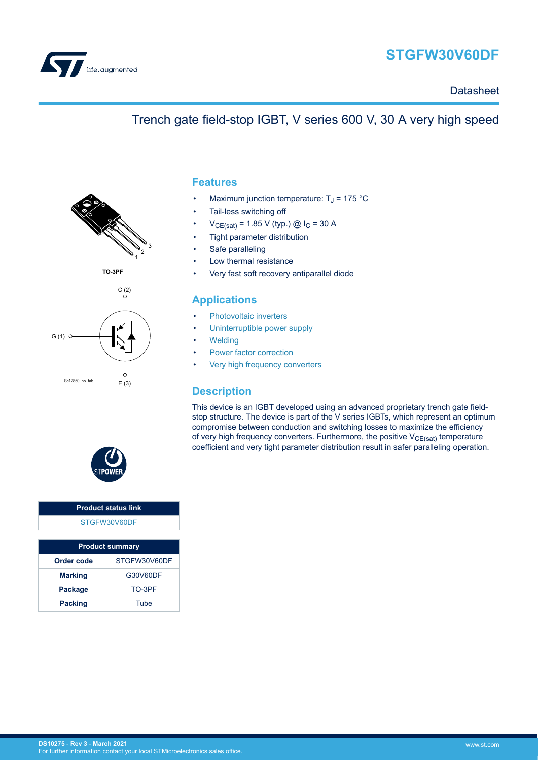# STGFW30V60DF

Datasheet

## Trench gate field-stop IGBT, V series 600 V, 30 A very high speed

TO-3PF

C (2)

G (1)

E (3)

Sc12850_no_tab

| Product status link |
| --- |
| STGFW30V60DF |

| Product summary | |
| --- | --- |
| **Order code** | STGFW30V60DF |
| **Marking** | G30V60DF |
| **Package** | TO-3PF |
| **Packing** | Tube |

## Features

- Maximum junction temperature: $T_J$ = 175 °C
- Tail-less switching off
- $V_{CE(sat)}$ = 1.85 V (typ.) @ $I_C$ = 30 A
- Tight parameter distribution
- Safe paralleling
- Low thermal resistance
- Very fast soft recovery antiparallel diode

## Applications

- Photovoltaic inverters
- Uninterruptible power supply
- Welding
- Power factor correction
- Very high frequency converters

## Description

This device is an IGBT developed using an advanced proprietary trench gate field-stop structure. The device is part of the V series IGBTs, which represent an optimum compromise between conduction and switching losses to maximize the efficiency of very high frequency converters. Furthermore, the positive $V_{CE(sat)}$ temperature coefficient and very tight parameter distribution result in safer paralleling operation.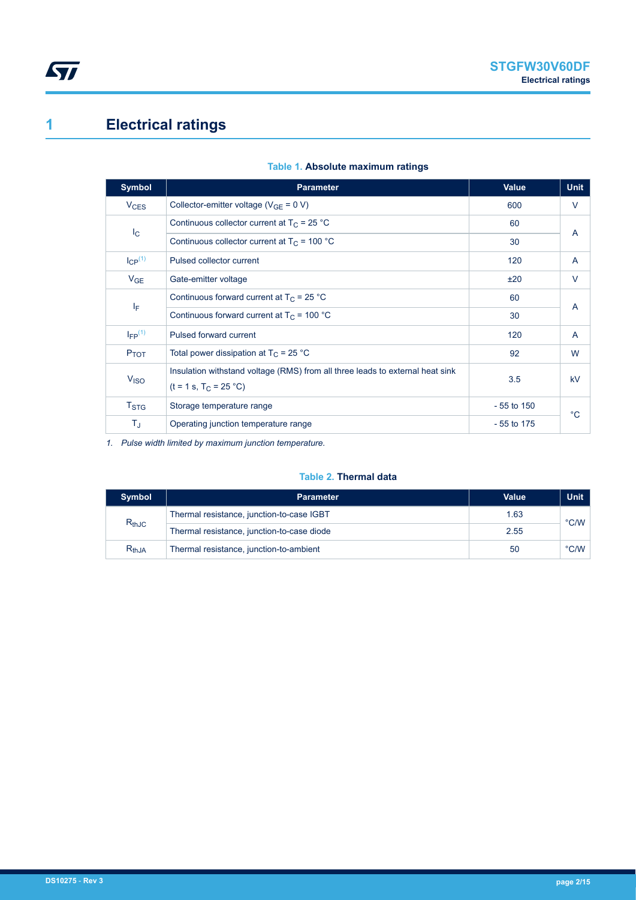# 1 Electrical ratings

**Table 1. Absolute maximum ratings**

| Symbol | Parameter | Value | Unit |
|---|---|---|---|
| $V_{CES}$ | Collector-emitter voltage ($V_{GE}$ = 0 V) | 600 | V |
| $I_C$ | Continuous collector current at $T_C$ = 25 °C | 60 | A |
| | Continuous collector current at $T_C$ = 100 °C | 30 | |
| $I_{CP}$ [(1)] | Pulsed collector current | 120 | A |
| $V_{GE}$ | Gate-emitter voltage | ±20 | V |
| $I_F$ | Continuous forward current at $T_C$ = 25 °C | 60 | A |
| | Continuous forward current at $T_C$ = 100 °C | 30 | |
| $I_{FP}$ [(1)] | Pulsed forward current | 120 | A |
| $P_{TOT}$ | Total power dissipation at $T_C$ = 25 °C | 92 | W |
| $V_{ISO}$ | Insulation withstand voltage (RMS) from all three leads to external heat sink (t = 1 s, $T_C$ = 25 °C) | 3.5 | kV |
| $T_{STG}$ | Storage temperature range | - 55 to 150 | °C |
| $T_J$ | Operating junction temperature range | - 55 to 175 | |

*1. Pulse width limited by maximum junction temperature.*

**Table 2. Thermal data**

| Symbol | Parameter | Value | Unit |
|---|---|---|---|
| $R_{thJC}$ | Thermal resistance, junction-to-case IGBT | 1.63 | °C/W |
| | Thermal resistance, junction-to-case diode | 2.55 | |
| $R_{thJA}$ | Thermal resistance, junction-to-ambient | 50 | °C/W |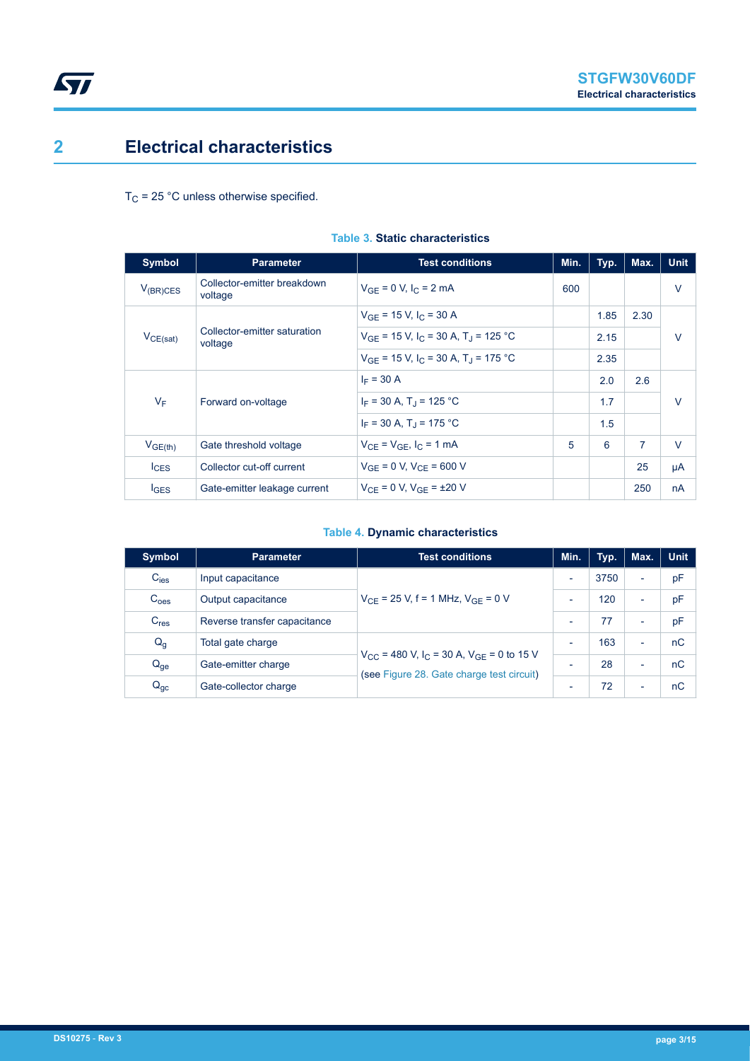# 2 Electrical characteristics

$T_C$ = 25 °C unless otherwise specified.

**Table 3. Static characteristics**

| Symbol | Parameter | Test conditions | Min. | Typ. | Max. | Unit |
|---|---|---|---|---|---|---|
| $V_{(BR)CES}$ | Collector-emitter breakdown voltage | $V_{GE}$ = 0 V, $I_C$ = 2 mA | 600 | | | V |
| $V_{CE(sat)}$ | Collector-emitter saturation voltage | $V_{GE}$ = 15 V, $I_C$ = 30 A | | 1.85 | 2.30 | V |
| | | $V_{GE}$ = 15 V, $I_C$ = 30 A, $T_J$ = 125 °C | | 2.15 | | |
| | | $V_{GE}$ = 15 V, $I_C$ = 30 A, $T_J$ = 175 °C | | 2.35 | | |
| $V_F$ | Forward on-voltage | $I_F$ = 30 A | | 2.0 | 2.6 | V |
| | | $I_F$ = 30 A, $T_J$ = 125 °C | | 1.7 | | |
| | | $I_F$ = 30 A, $T_J$ = 175 °C | | 1.5 | | |
| $V_{GE(th)}$ | Gate threshold voltage | $V_{CE}$ = $V_{GE}$, $I_C$ = 1 mA | 5 | 6 | 7 | V |
| $I_{CES}$ | Collector cut-off current | $V_{GE}$ = 0 V, $V_{CE}$ = 600 V | | | 25 | µA |
| $I_{GES}$ | Gate-emitter leakage current | $V_{CE}$ = 0 V, $V_{GE}$ = ±20 V | | | 250 | nA |

**Table 4. Dynamic characteristics**

| Symbol | Parameter | Test conditions | Min. | Typ. | Max. | Unit |
|---|---|---|---|---|---|---|
| $C_{ies}$ | Input capacitance | $V_{CE}$ = 25 V, f = 1 MHz, $V_{GE}$ = 0 V | - | 3750 | - | pF |
| $C_{oes}$ | Output capacitance | | - | 120 | - | pF |
| $C_{res}$ | Reverse transfer capacitance | | - | 77 | - | pF |
| $Q_g$ | Total gate charge | $V_{CC}$ = 480 V, $I_C$ = 30 A, $V_{GE}$ = 0 to 15 V (see Figure 28. Gate charge test circuit) | - | 163 | - | nC |
| $Q_{ge}$ | Gate-emitter charge | | - | 28 | - | nC |
| $Q_{gc}$ | Gate-collector charge | | - | 72 | - | nC |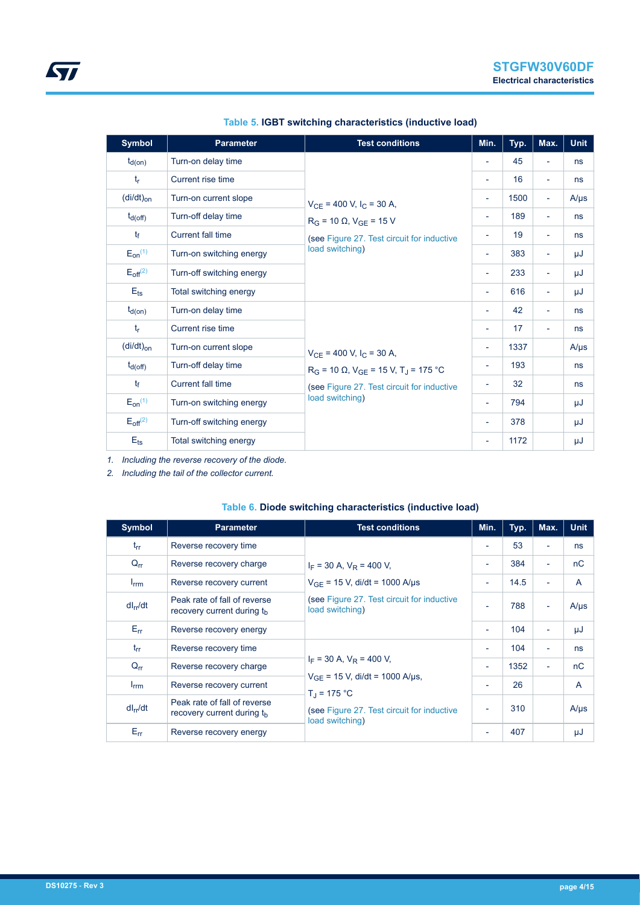**Table 5. IGBT switching characteristics (inductive load)**

| Symbol | Parameter | Test conditions | Min. | Typ. | Max. | Unit |
|---|---|---|---|---|---|---|
| $t_{d(on)}$ | Turn-on delay time | $V_{CE}$ = 400 V, $I_C$ = 30 A, $R_G$ = 10 Ω, $V_{GE}$ = 15 V (see Figure 27. Test circuit for inductive load switching) | - | 45 | - | ns |
| $t_r$ | Current rise time | | - | 16 | - | ns |
| $(di/dt)_{on}$ | Turn-on current slope | | - | 1500 | - | A/μs |
| $t_{d(off)}$ | Turn-off delay time | | - | 189 | - | ns |
| $t_f$ | Current fall time | | - | 19 | - | ns |
| $E_{on}$ [(1)] | Turn-on switching energy | | - | 383 | - | μJ |
| $E_{off}$ [(2)] | Turn-off switching energy | | - | 233 | - | μJ |
| $E_{ts}$ | Total switching energy | | - | 616 | - | μJ |
| $t_{d(on)}$ | Turn-on delay time | $V_{CE}$ = 400 V, $I_C$ = 30 A, $R_G$ = 10 Ω, $V_{GE}$ = 15 V, $T_J$ = 175 °C (see Figure 27. Test circuit for inductive load switching) | - | 42 | - | ns |
| $t_r$ | Current rise time | | - | 17 | - | ns |
| $(di/dt)_{on}$ | Turn-on current slope | | - | 1337 | | A/μs |
| $t_{d(off)}$ | Turn-off delay time | | - | 193 | | ns |
| $t_f$ | Current fall time | | - | 32 | | ns |
| $E_{on}$ [(1)] | Turn-on switching energy | | - | 794 | | μJ |
| $E_{off}$ [(2)] | Turn-off switching energy | | - | 378 | | μJ |
| $E_{ts}$ | Total switching energy | | - | 1172 | | μJ |

1. *Including the reverse recovery of the diode.*
2. *Including the tail of the collector current.*

**Table 6. Diode switching characteristics (inductive load)**

| Symbol | Parameter | Test conditions | Min. | Typ. | Max. | Unit |
|---|---|---|---|---|---|---|
| $t_{rr}$ | Reverse recovery time | $I_F$ = 30 A, $V_R$ = 400 V, $V_{GE}$ = 15 V, di/dt = 1000 A/μs (see Figure 27. Test circuit for inductive load switching) | - | 53 | - | ns |
| $Q_{rr}$ | Reverse recovery charge | | - | 384 | - | nC |
| $I_{rrm}$ | Reverse recovery current | | - | 14.5 | - | A |
| $dI_{rr}/dt$ | Peak rate of fall of reverse recovery current during $t_b$ | | - | 788 | - | A/μs |
| $E_{rr}$ | Reverse recovery energy | | - | 104 | - | μJ |
| $t_{rr}$ | Reverse recovery time | $I_F$ = 30 A, $V_R$ = 400 V, $V_{GE}$ = 15 V, di/dt = 1000 A/μs, $T_J$ = 175 °C (see Figure 27. Test circuit for inductive load switching) | - | 104 | - | ns |
| $Q_{rr}$ | Reverse recovery charge | | - | 1352 | - | nC |
| $I_{rrm}$ | Reverse recovery current | | - | 26 | | A |
| $dI_{rr}/dt$ | Peak rate of fall of reverse recovery current during $t_b$ | | - | 310 | | A/μs |
| $E_{rr}$ | Reverse recovery energy | | - | 407 | | μJ |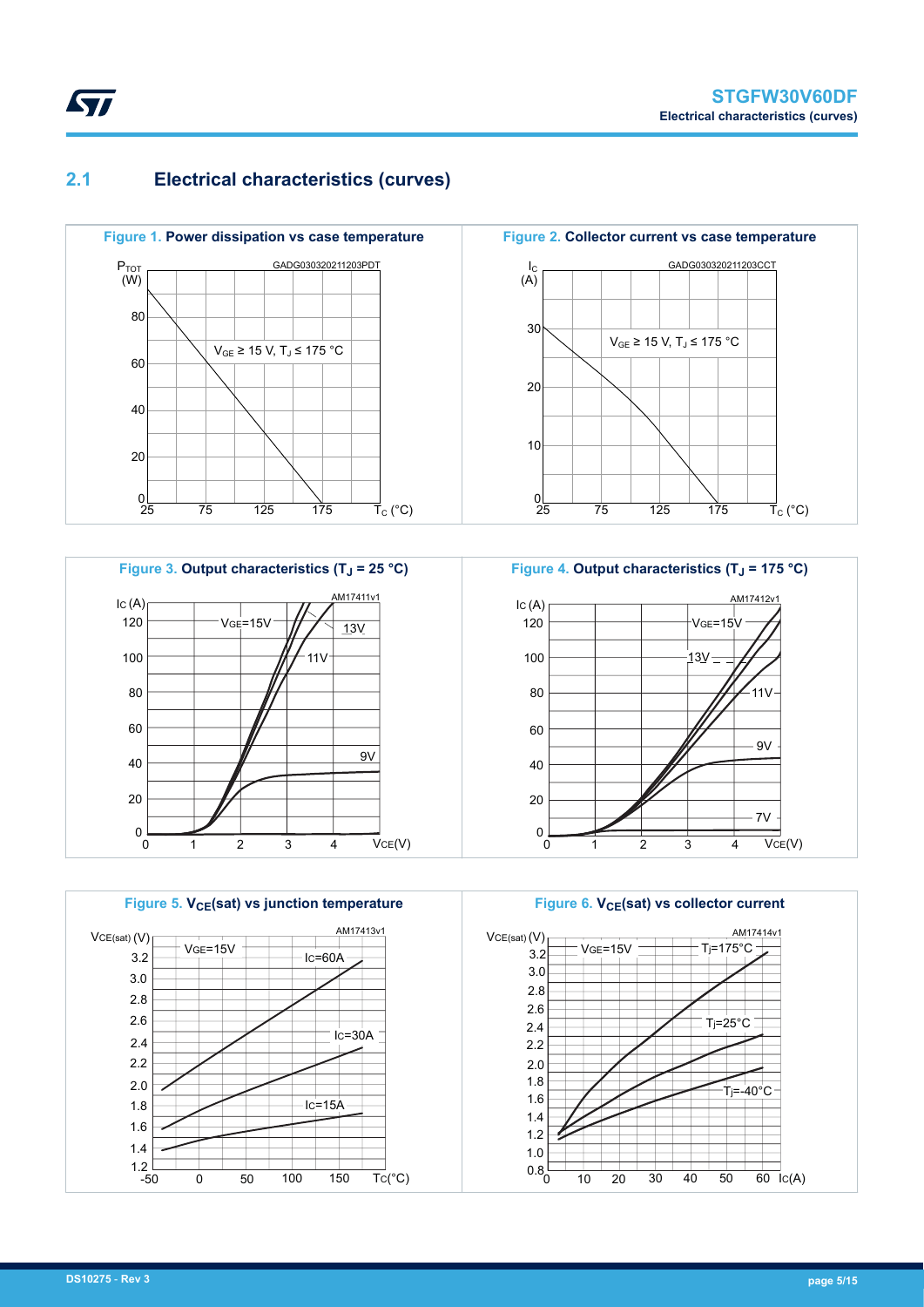## 2.1 Electrical characteristics (curves)

**Figure 1.** Power dissipation vs case temperature

**Figure 2.** Collector current vs case temperature

**Figure 3.** Output characteristics ($T_J$ = 25 °C)

**Figure 4.** Output characteristics ($T_J$ = 175 °C)

**Figure 5.** $V_{CE}$(sat) vs junction temperature

**Figure 6.** $V_{CE}$(sat) vs collector current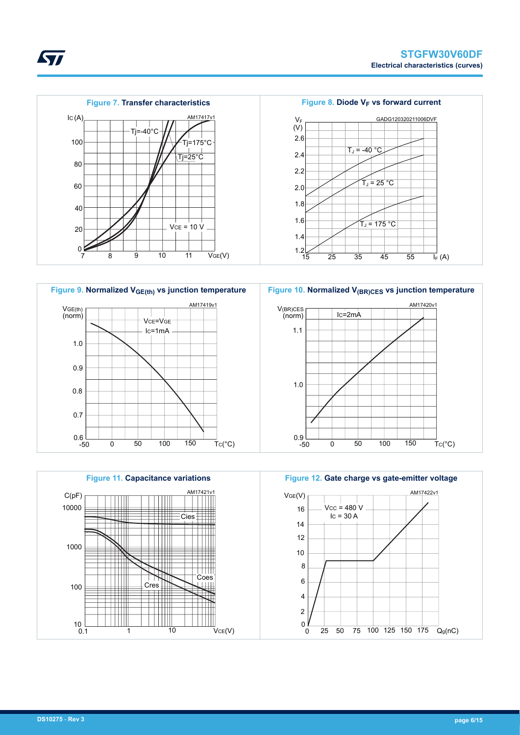**Figure 7.** Transfer characteristics

**Figure 8.** Diode $V_F$ vs forward current

**Figure 9.** Normalized $V_{GE(th)}$ vs junction temperature

**Figure 10.** Normalized $V_{(BR)CES}$ vs junction temperature

**Figure 11.** Capacitance variations

**Figure 12.** Gate charge vs gate-emitter voltage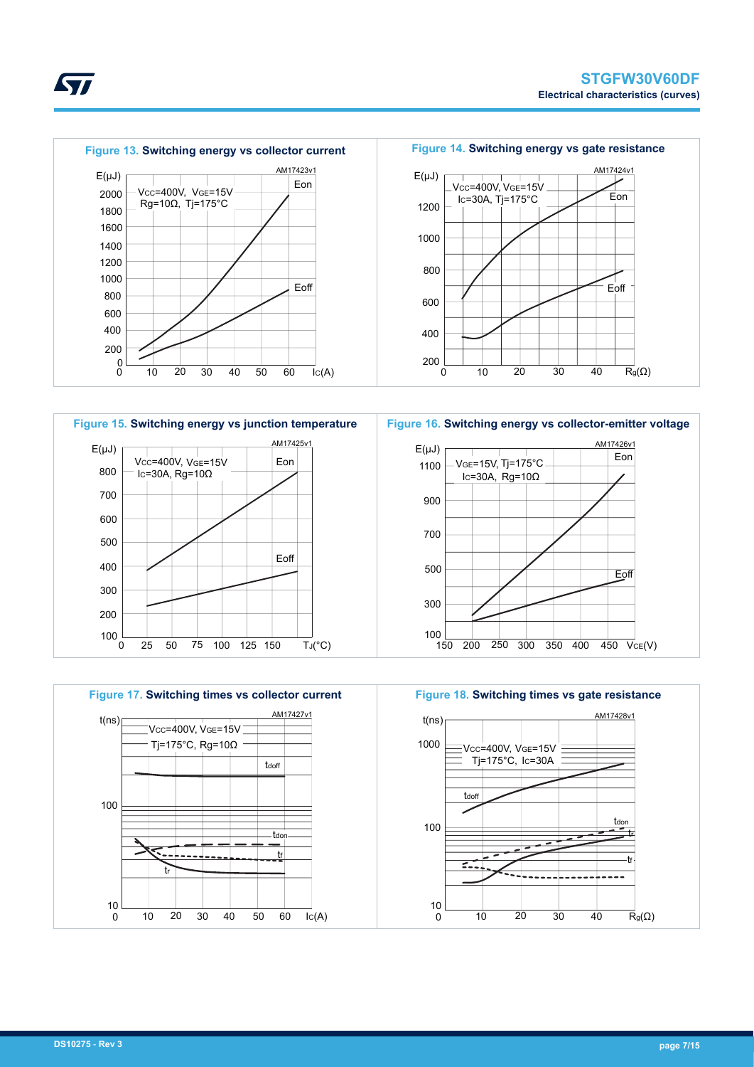Figure 13. Switching energy vs collector current

Figure 14. Switching energy vs gate resistance

Figure 15. Switching energy vs junction temperature

Figure 16. Switching energy vs collector-emitter voltage

Figure 17. Switching times vs collector current

Figure 18. Switching times vs gate resistance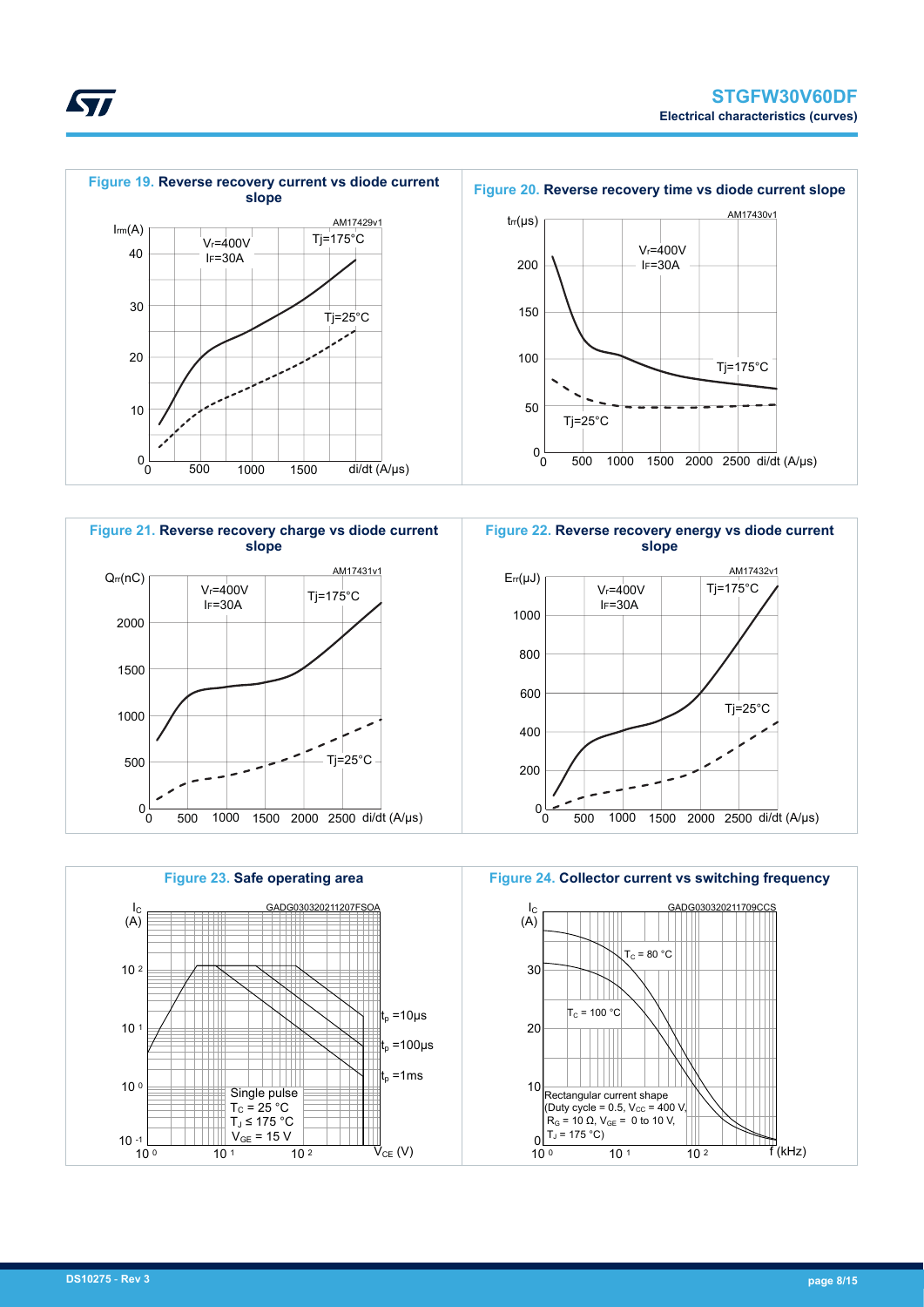**Figure 19. Reverse recovery current vs diode current slope**

**Figure 20. Reverse recovery time vs diode current slope**

**Figure 21. Reverse recovery charge vs diode current slope**

**Figure 22. Reverse recovery energy vs diode current slope**

**Figure 23. Safe operating area**

**Figure 24. Collector current vs switching frequency**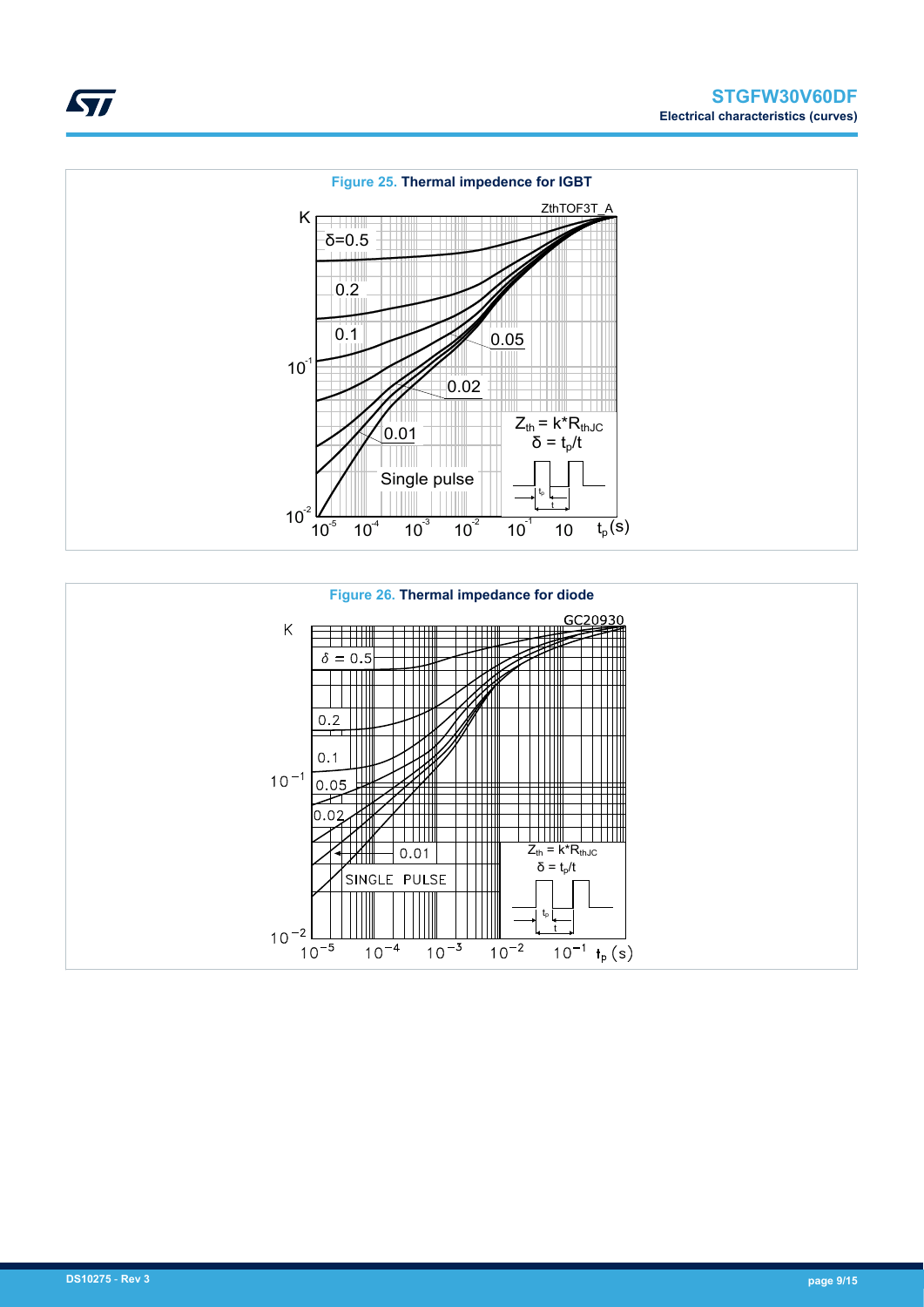**Figure 25. Thermal impedence for IGBT**

**Figure 26. Thermal impedance for diode**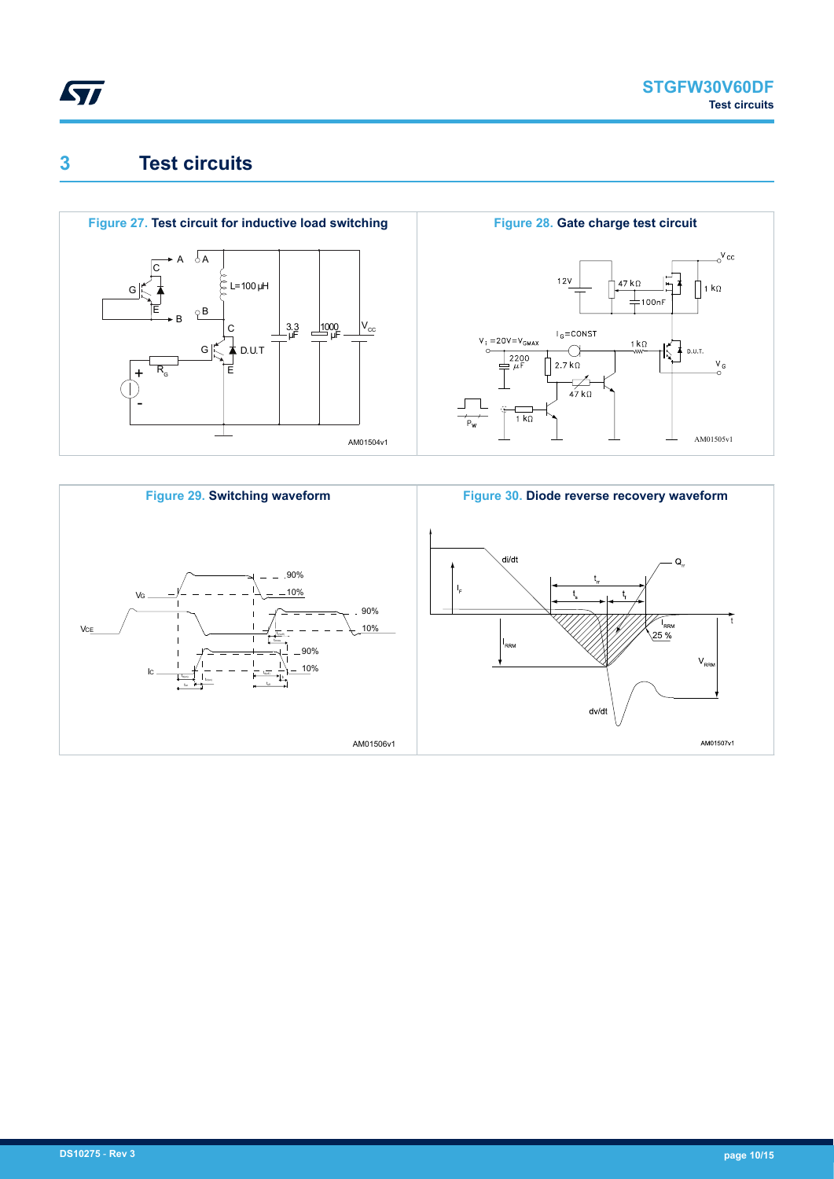## 3 Test circuits

**Figure 27. Test circuit for inductive load switching**

**Figure 28. Gate charge test circuit**

**Figure 29. Switching waveform**

**Figure 30. Diode reverse recovery waveform**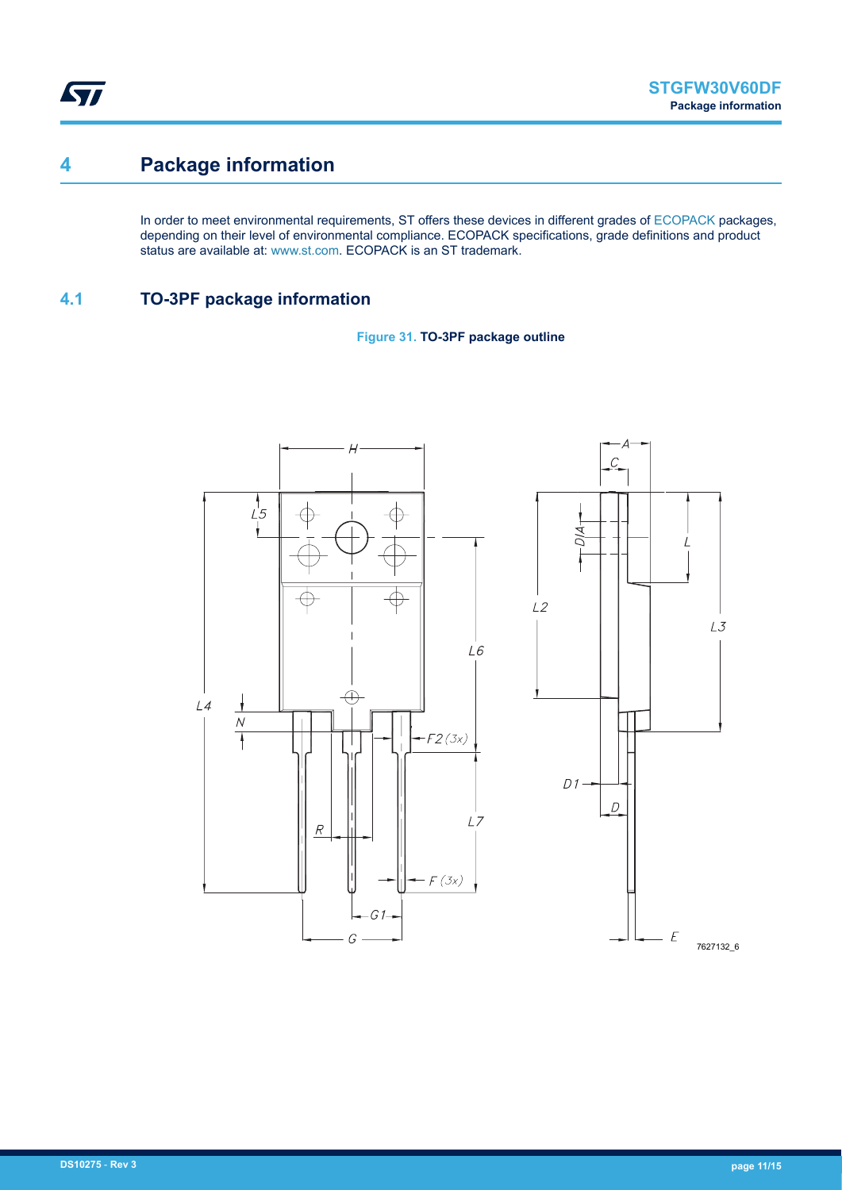# 4 Package information

In order to meet environmental requirements, ST offers these devices in different grades of ECOPACK packages, depending on their level of environmental compliance. ECOPACK specifications, grade definitions and product status are available at: www.st.com. ECOPACK is an ST trademark.

## 4.1 TO-3PF package information

**Figure 31. TO-3PF package outline**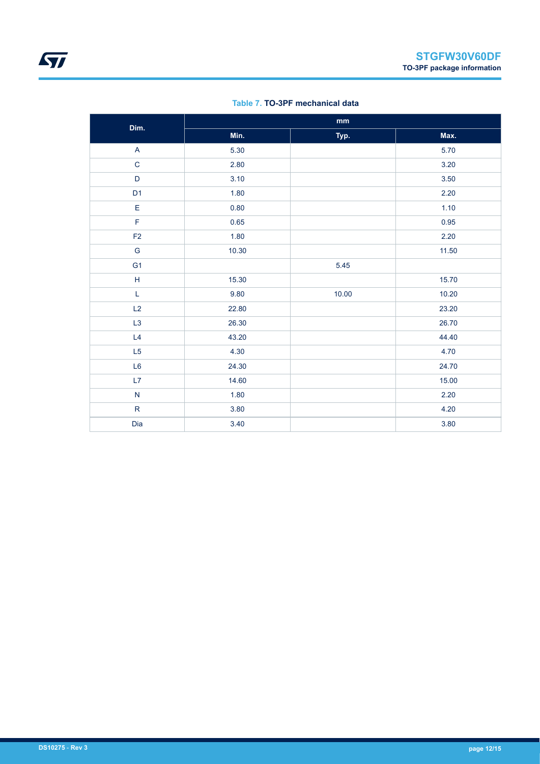**Table 7. TO-3PF mechanical data**

| Dim. | mm | | |
|---|---|---|---|
| | Min. | Typ. | Max. |
| A | 5.30 | | 5.70 |
| C | 2.80 | | 3.20 |
| D | 3.10 | | 3.50 |
| D1 | 1.80 | | 2.20 |
| E | 0.80 | | 1.10 |
| F | 0.65 | | 0.95 |
| F2 | 1.80 | | 2.20 |
| G | 10.30 | | 11.50 |
| G1 | | 5.45 | |
| H | 15.30 | | 15.70 |
| L | 9.80 | 10.00 | 10.20 |
| L2 | 22.80 | | 23.20 |
| L3 | 26.30 | | 26.70 |
| L4 | 43.20 | | 44.40 |
| L5 | 4.30 | | 4.70 |
| L6 | 24.30 | | 24.70 |
| L7 | 14.60 | | 15.00 |
| N | 1.80 | | 2.20 |
| R | 3.80 | | 4.20 |
| Dia | 3.40 | | 3.80 |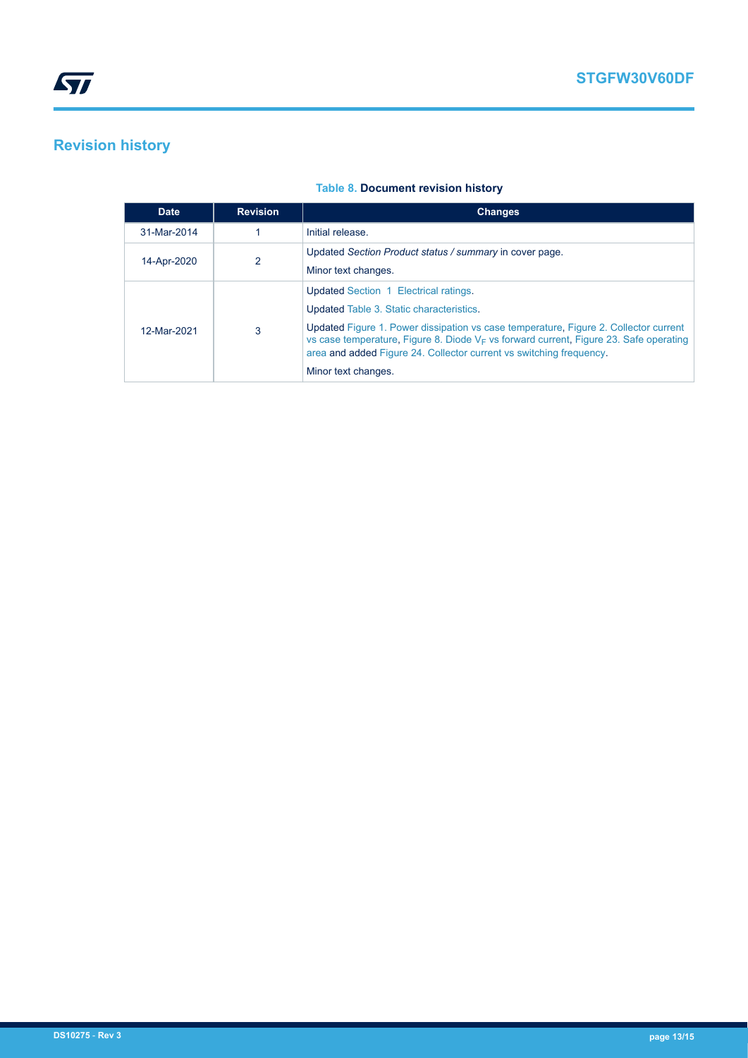## Revision history

**Table 8. Document revision history**

| Date | Revision | Changes |
|---|---|---|
| 31-Mar-2014 | 1 | Initial release. |
| 14-Apr-2020 | 2 | Updated *Section Product status / summary* in cover page.<br>Minor text changes. |
| 12-Mar-2021 | 3 | Updated Section 1 Electrical ratings.<br>Updated Table 3. Static characteristics.<br>Updated Figure 1. Power dissipation vs case temperature, Figure 2. Collector current vs case temperature, Figure 8. Diode $V_F$ vs forward current, Figure 23. Safe operating area and added Figure 24. Collector current vs switching frequency.<br>Minor text changes. |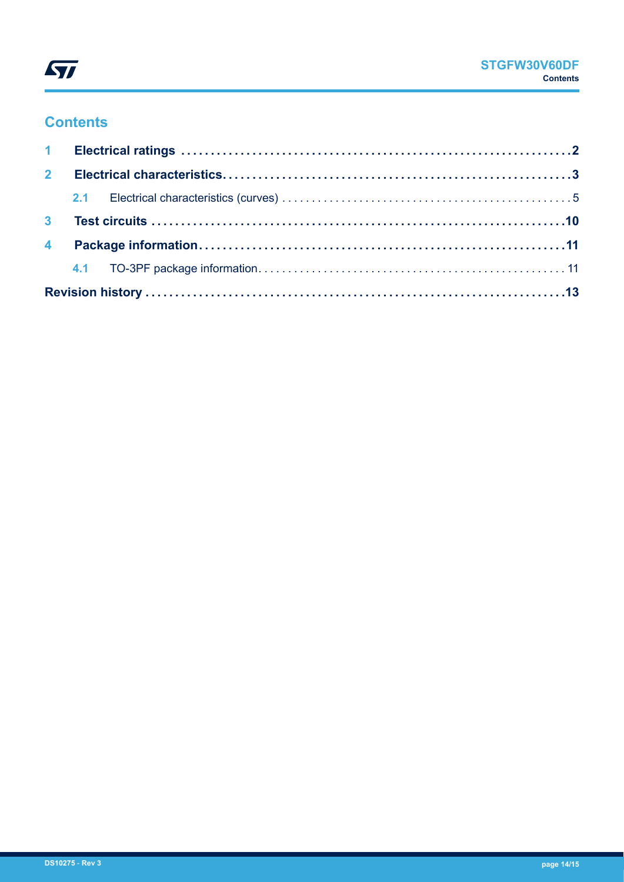# Contents

1 **Electrical ratings** .......... 2

2 **Electrical characteristics** .......... 3

- 2.1 Electrical characteristics (curves) .......... 5

3 **Test circuits** .......... 10

4 **Package information** .......... 11

- 4.1 TO-3PF package information .......... 11

**Revision history** .......... 13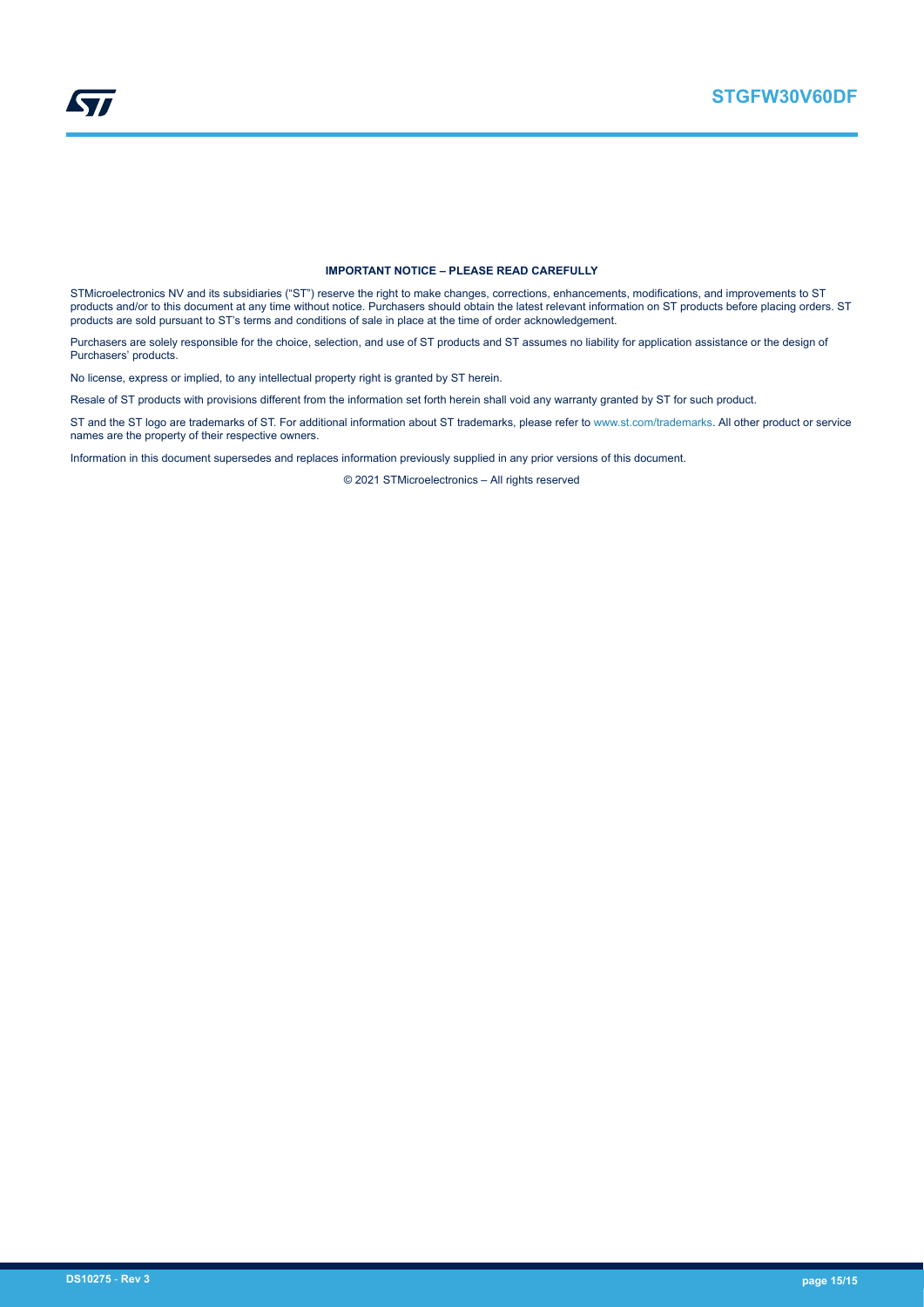**IMPORTANT NOTICE – PLEASE READ CAREFULLY**

STMicroelectronics NV and its subsidiaries ("ST") reserve the right to make changes, corrections, enhancements, modifications, and improvements to ST products and/or to this document at any time without notice. Purchasers should obtain the latest relevant information on ST products before placing orders. ST products are sold pursuant to ST's terms and conditions of sale in place at the time of order acknowledgement.

Purchasers are solely responsible for the choice, selection, and use of ST products and ST assumes no liability for application assistance or the design of Purchasers' products.

No license, express or implied, to any intellectual property right is granted by ST herein.

Resale of ST products with provisions different from the information set forth herein shall void any warranty granted by ST for such product.

ST and the ST logo are trademarks of ST. For additional information about ST trademarks, please refer to www.st.com/trademarks. All other product or service names are the property of their respective owners.

Information in this document supersedes and replaces information previously supplied in any prior versions of this document.

© 2021 STMicroelectronics – All rights reserved